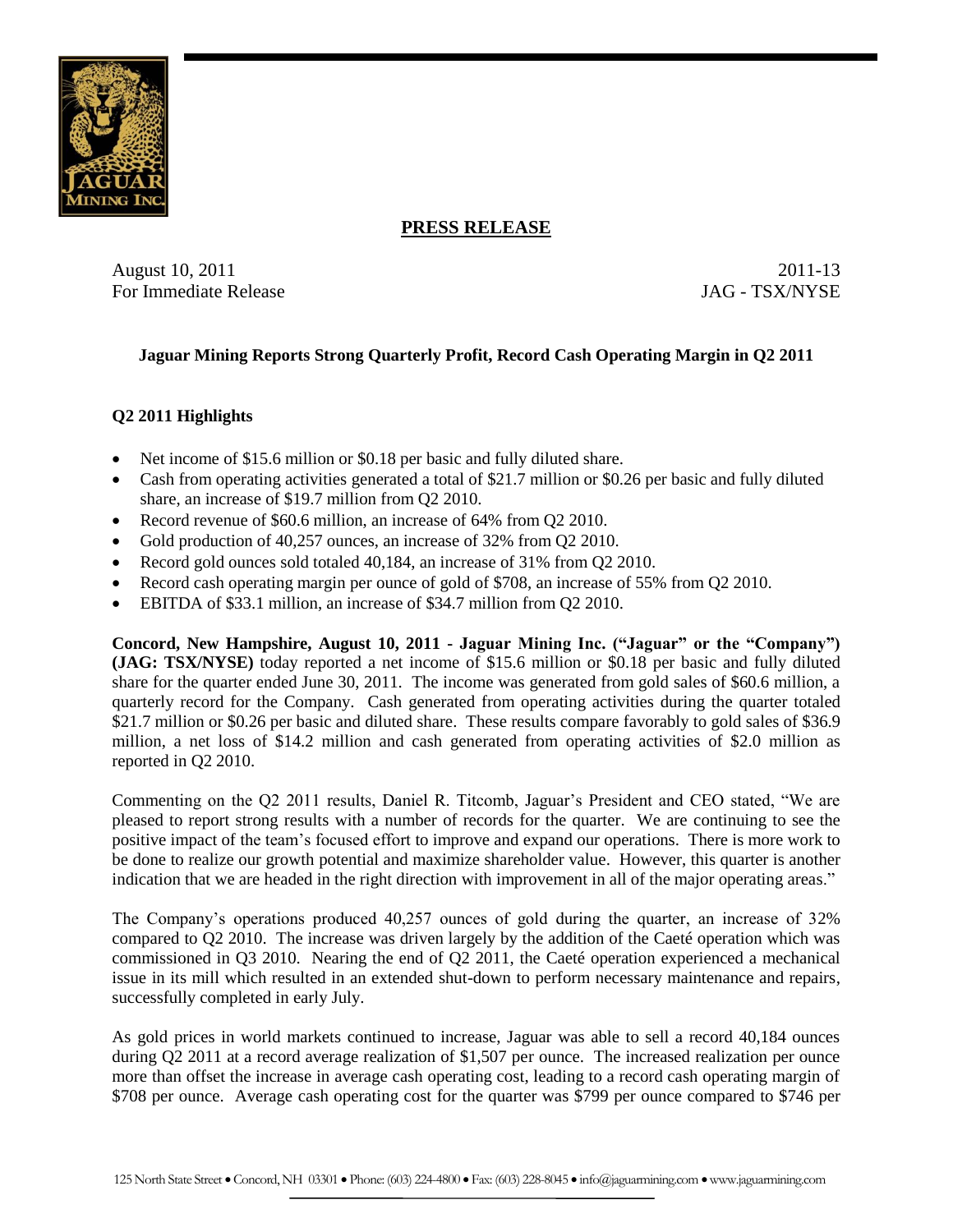**PRESS RELEASE**

August 10, 2011
For Immediate Release

2011-13
JAG - TSX/NYSE

## Jaguar Mining Reports Strong Quarterly Profit, Record Cash Operating Margin in Q2 2011

### Q2 2011 Highlights

- Net income of $15.6 million or $0.18 per basic and fully diluted share.
- Cash from operating activities generated a total of $21.7 million or $0.26 per basic and fully diluted share, an increase of $19.7 million from Q2 2010.
- Record revenue of $60.6 million, an increase of 64% from Q2 2010.
- Gold production of 40,257 ounces, an increase of 32% from Q2 2010.
- Record gold ounces sold totaled 40,184, an increase of 31% from Q2 2010.
- Record cash operating margin per ounce of gold of $708, an increase of 55% from Q2 2010.
- EBITDA of $33.1 million, an increase of $34.7 million from Q2 2010.

**Concord, New Hampshire, August 10, 2011 - Jaguar Mining Inc. ("Jaguar" or the "Company") (JAG: TSX/NYSE)** today reported a net income of $15.6 million or $0.18 per basic and fully diluted share for the quarter ended June 30, 2011. The income was generated from gold sales of $60.6 million, a quarterly record for the Company. Cash generated from operating activities during the quarter totaled $21.7 million or $0.26 per basic and diluted share. These results compare favorably to gold sales of $36.9 million, a net loss of $14.2 million and cash generated from operating activities of $2.0 million as reported in Q2 2010.

Commenting on the Q2 2011 results, Daniel R. Titcomb, Jaguar's President and CEO stated, "We are pleased to report strong results with a number of records for the quarter. We are continuing to see the positive impact of the team's focused effort to improve and expand our operations. There is more work to be done to realize our growth potential and maximize shareholder value. However, this quarter is another indication that we are headed in the right direction with improvement in all of the major operating areas."

The Company's operations produced 40,257 ounces of gold during the quarter, an increase of 32% compared to Q2 2010. The increase was driven largely by the addition of the Caeté operation which was commissioned in Q3 2010. Nearing the end of Q2 2011, the Caeté operation experienced a mechanical issue in its mill which resulted in an extended shut-down to perform necessary maintenance and repairs, successfully completed in early July.

As gold prices in world markets continued to increase, Jaguar was able to sell a record 40,184 ounces during Q2 2011 at a record average realization of $1,507 per ounce. The increased realization per ounce more than offset the increase in average cash operating cost, leading to a record cash operating margin of $708 per ounce. Average cash operating cost for the quarter was $799 per ounce compared to $746 per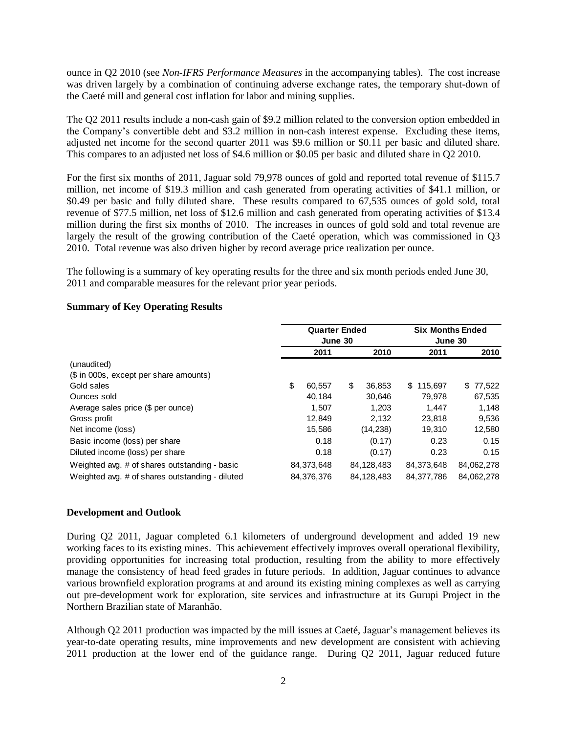ounce in Q2 2010 (see *Non-IFRS Performance Measures* in the accompanying tables). The cost increase was driven largely by a combination of continuing adverse exchange rates, the temporary shut-down of the Caeté mill and general cost inflation for labor and mining supplies.

The Q2 2011 results include a non-cash gain of $9.2 million related to the conversion option embedded in the Company's convertible debt and $3.2 million in non-cash interest expense. Excluding these items, adjusted net income for the second quarter 2011 was $9.6 million or $0.11 per basic and diluted share. This compares to an adjusted net loss of $4.6 million or $0.05 per basic and diluted share in Q2 2010.

For the first six months of 2011, Jaguar sold 79,978 ounces of gold and reported total revenue of $115.7 million, net income of $19.3 million and cash generated from operating activities of $41.1 million, or $0.49 per basic and fully diluted share. These results compared to 67,535 ounces of gold sold, total revenue of $77.5 million, net loss of $12.6 million and cash generated from operating activities of $13.4 million during the first six months of 2010. The increases in ounces of gold sold and total revenue are largely the result of the growing contribution of the Caeté operation, which was commissioned in Q3 2010. Total revenue was also driven higher by record average price realization per ounce.

The following is a summary of key operating results for the three and six month periods ended June 30, 2011 and comparable measures for the relevant prior year periods.

**Summary of Key Operating Results**

| | Quarter Ended June 30 | | Six Months Ended June 30 | |
|---|---|---|---|---|
| | 2011 | 2010 | 2011 | 2010 |
| (unaudited) | | | | |
| ($ in 000s, except per share amounts) | | | | |
| Gold sales | $ 60,557 | $ 36,853 | $ 115,697 | $ 77,522 |
| Ounces sold | 40,184 | 30,646 | 79,978 | 67,535 |
| Average sales price ($ per ounce) | 1,507 | 1,203 | 1,447 | 1,148 |
| Gross profit | 12,849 | 2,132 | 23,818 | 9,536 |
| Net income (loss) | 15,586 | (14,238) | 19,310 | 12,580 |
| Basic income (loss) per share | 0.18 | (0.17) | 0.23 | 0.15 |
| Diluted income (loss) per share | 0.18 | (0.17) | 0.23 | 0.15 |
| Weighted avg. # of shares outstanding - basic | 84,373,648 | 84,128,483 | 84,373,648 | 84,062,278 |
| Weighted avg. # of shares outstanding - diluted | 84,376,376 | 84,128,483 | 84,377,786 | 84,062,278 |

**Development and Outlook**

During Q2 2011, Jaguar completed 6.1 kilometers of underground development and added 19 new working faces to its existing mines. This achievement effectively improves overall operational flexibility, providing opportunities for increasing total production, resulting from the ability to more effectively manage the consistency of head feed grades in future periods. In addition, Jaguar continues to advance various brownfield exploration programs at and around its existing mining complexes as well as carrying out pre-development work for exploration, site services and infrastructure at its Gurupi Project in the Northern Brazilian state of Maranhão.

Although Q2 2011 production was impacted by the mill issues at Caeté, Jaguar's management believes its year-to-date operating results, mine improvements and new development are consistent with achieving 2011 production at the lower end of the guidance range. During Q2 2011, Jaguar reduced future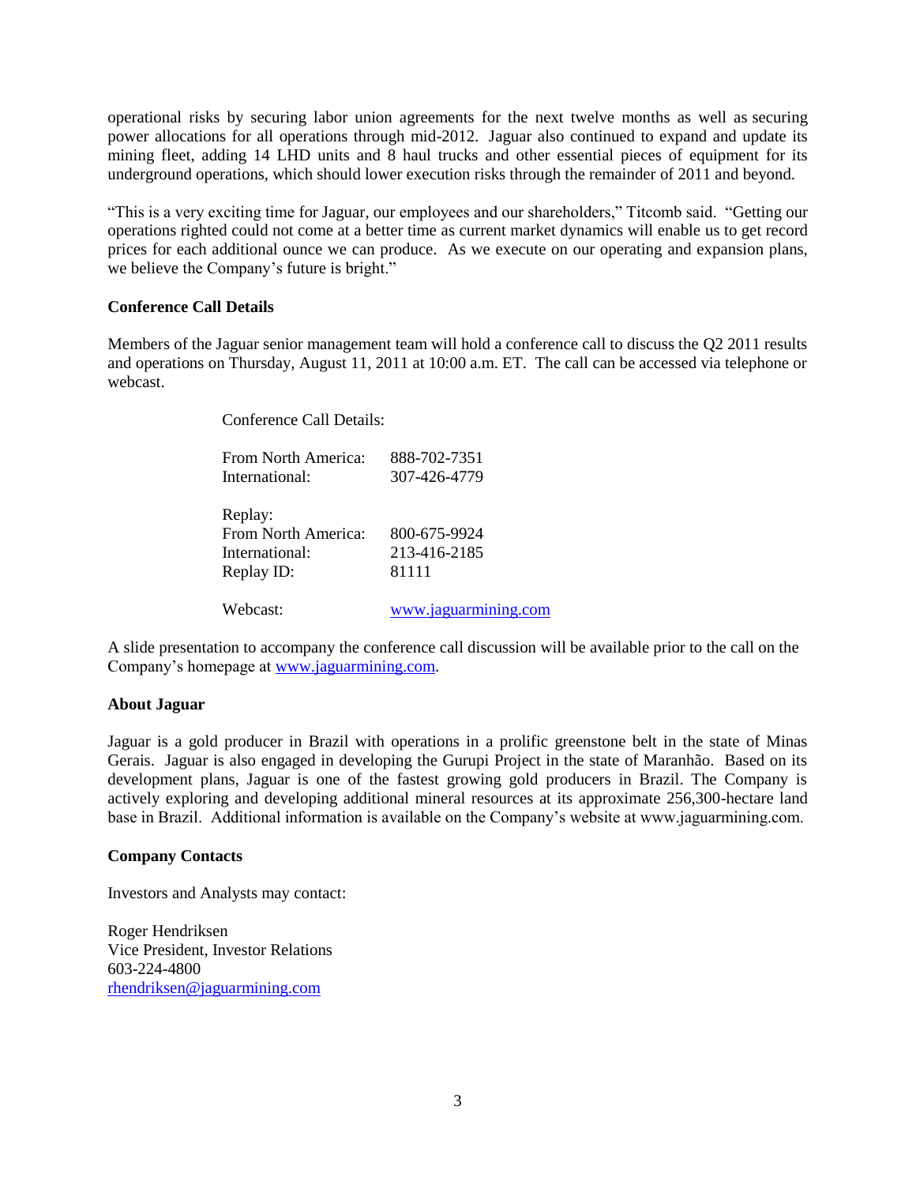operational risks by securing labor union agreements for the next twelve months as well as securing power allocations for all operations through mid-2012. Jaguar also continued to expand and update its mining fleet, adding 14 LHD units and 8 haul trucks and other essential pieces of equipment for its underground operations, which should lower execution risks through the remainder of 2011 and beyond.

"This is a very exciting time for Jaguar, our employees and our shareholders," Titcomb said. "Getting our operations righted could not come at a better time as current market dynamics will enable us to get record prices for each additional ounce we can produce. As we execute on our operating and expansion plans, we believe the Company's future is bright."

**Conference Call Details**

Members of the Jaguar senior management team will hold a conference call to discuss the Q2 2011 results and operations on Thursday, August 11, 2011 at 10:00 a.m. ET. The call can be accessed via telephone or webcast.

Conference Call Details:

| | |
|---|---|
| From North America: | 888-702-7351 |
| International: | 307-426-4779 |
| | |
| Replay: | |
| From North America: | 800-675-9924 |
| International: | 213-416-2185 |
| Replay ID: | 81111 |
| | |
| Webcast: | www.jaguarmining.com |

A slide presentation to accompany the conference call discussion will be available prior to the call on the Company's homepage at www.jaguarmining.com.

**About Jaguar**

Jaguar is a gold producer in Brazil with operations in a prolific greenstone belt in the state of Minas Gerais. Jaguar is also engaged in developing the Gurupi Project in the state of Maranhão. Based on its development plans, Jaguar is one of the fastest growing gold producers in Brazil. The Company is actively exploring and developing additional mineral resources at its approximate 256,300-hectare land base in Brazil. Additional information is available on the Company's website at www.jaguarmining.com.

**Company Contacts**

Investors and Analysts may contact:

Roger Hendriksen
Vice President, Investor Relations
603-224-4800
rhendriksen@jaguarmining.com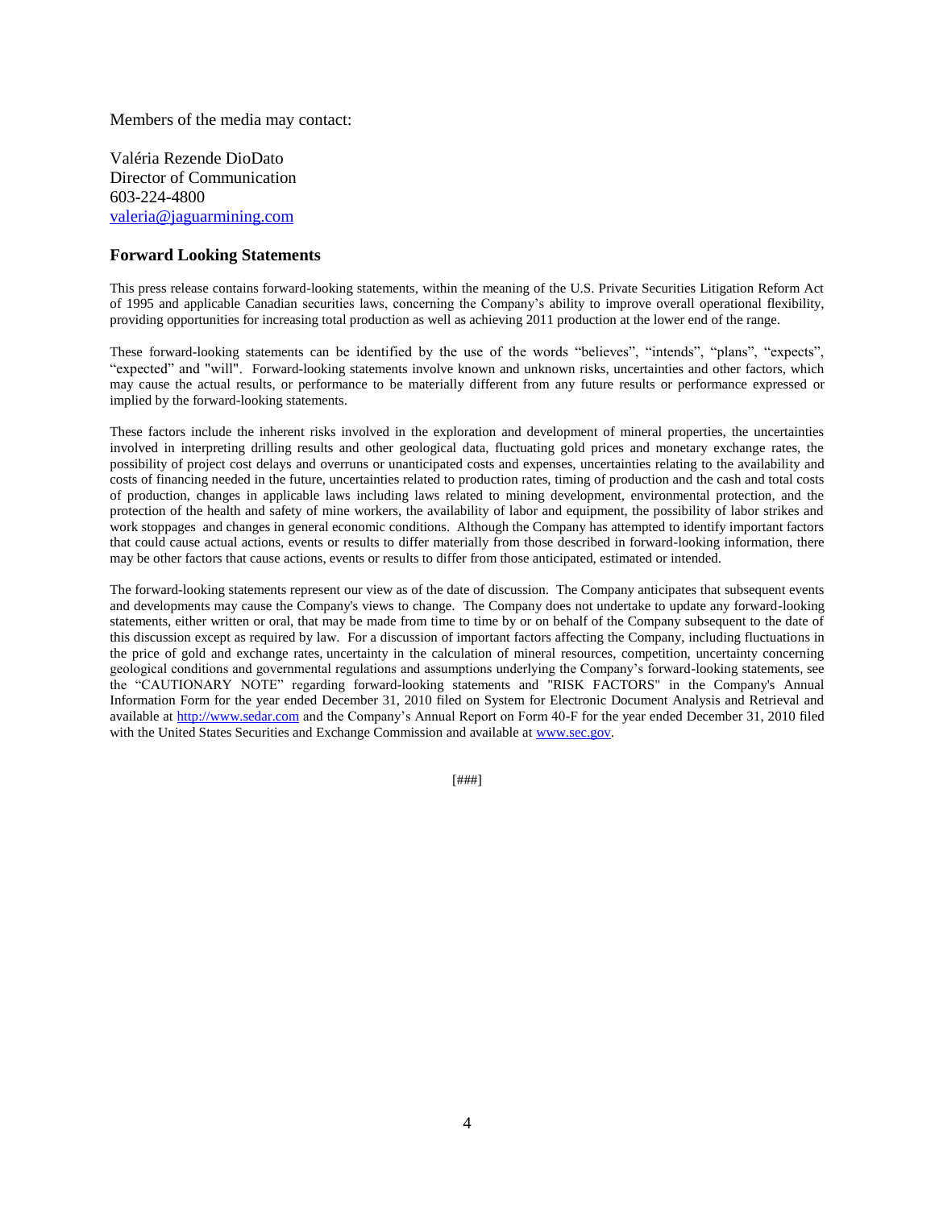Members of the media may contact:

Valéria Rezende DioDato
Director of Communication
603-224-4800
[valeria@jaguarmining.com](mailto:valeria@jaguarmining.com)

## Forward Looking Statements

This press release contains forward-looking statements, within the meaning of the U.S. Private Securities Litigation Reform Act of 1995 and applicable Canadian securities laws, concerning the Company's ability to improve overall operational flexibility, providing opportunities for increasing total production as well as achieving 2011 production at the lower end of the range.

These forward-looking statements can be identified by the use of the words "believes", "intends", "plans", "expects", "expected" and "will". Forward-looking statements involve known and unknown risks, uncertainties and other factors, which may cause the actual results, or performance to be materially different from any future results or performance expressed or implied by the forward-looking statements.

These factors include the inherent risks involved in the exploration and development of mineral properties, the uncertainties involved in interpreting drilling results and other geological data, fluctuating gold prices and monetary exchange rates, the possibility of project cost delays and overruns or unanticipated costs and expenses, uncertainties relating to the availability and costs of financing needed in the future, uncertainties related to production rates, timing of production and the cash and total costs of production, changes in applicable laws including laws related to mining development, environmental protection, and the protection of the health and safety of mine workers, the availability of labor and equipment, the possibility of labor strikes and work stoppages and changes in general economic conditions. Although the Company has attempted to identify important factors that could cause actual actions, events or results to differ materially from those described in forward-looking information, there may be other factors that cause actions, events or results to differ from those anticipated, estimated or intended.

The forward-looking statements represent our view as of the date of discussion. The Company anticipates that subsequent events and developments may cause the Company's views to change. The Company does not undertake to update any forward-looking statements, either written or oral, that may be made from time to time by or on behalf of the Company subsequent to the date of this discussion except as required by law. For a discussion of important factors affecting the Company, including fluctuations in the price of gold and exchange rates, uncertainty in the calculation of mineral resources, competition, uncertainty concerning geological conditions and governmental regulations and assumptions underlying the Company's forward-looking statements, see the "CAUTIONARY NOTE" regarding forward-looking statements and "RISK FACTORS" in the Company's Annual Information Form for the year ended December 31, 2010 filed on System for Electronic Document Analysis and Retrieval and available at [http://www.sedar.com](http://www.sedar.com) and the Company's Annual Report on Form 40-F for the year ended December 31, 2010 filed with the United States Securities and Exchange Commission and available at [www.sec.gov](http://www.sec.gov).

[###]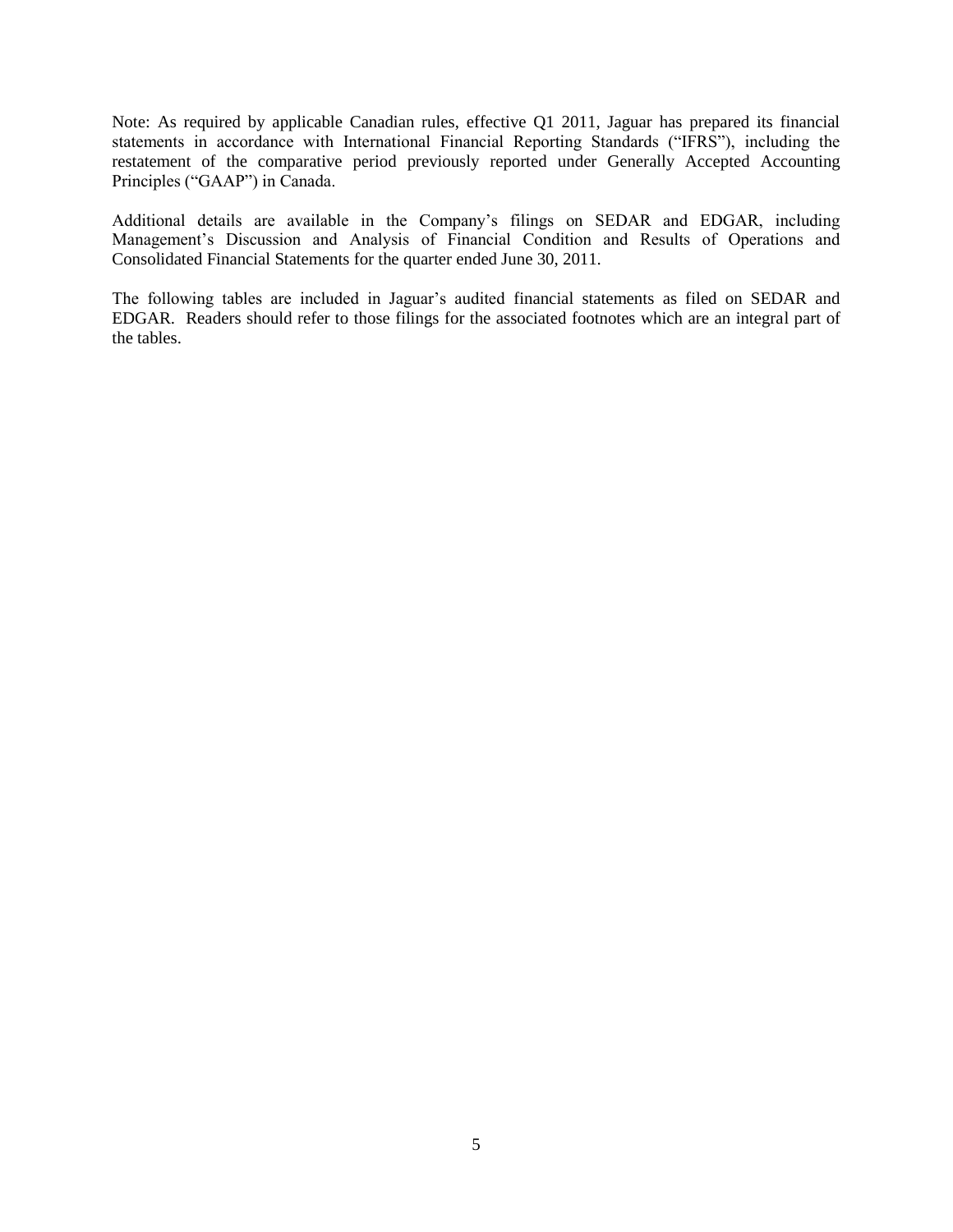Note: As required by applicable Canadian rules, effective Q1 2011, Jaguar has prepared its financial statements in accordance with International Financial Reporting Standards ("IFRS"), including the restatement of the comparative period previously reported under Generally Accepted Accounting Principles ("GAAP") in Canada.

Additional details are available in the Company's filings on SEDAR and EDGAR, including Management's Discussion and Analysis of Financial Condition and Results of Operations and Consolidated Financial Statements for the quarter ended June 30, 2011.

The following tables are included in Jaguar's audited financial statements as filed on SEDAR and EDGAR. Readers should refer to those filings for the associated footnotes which are an integral part of the tables.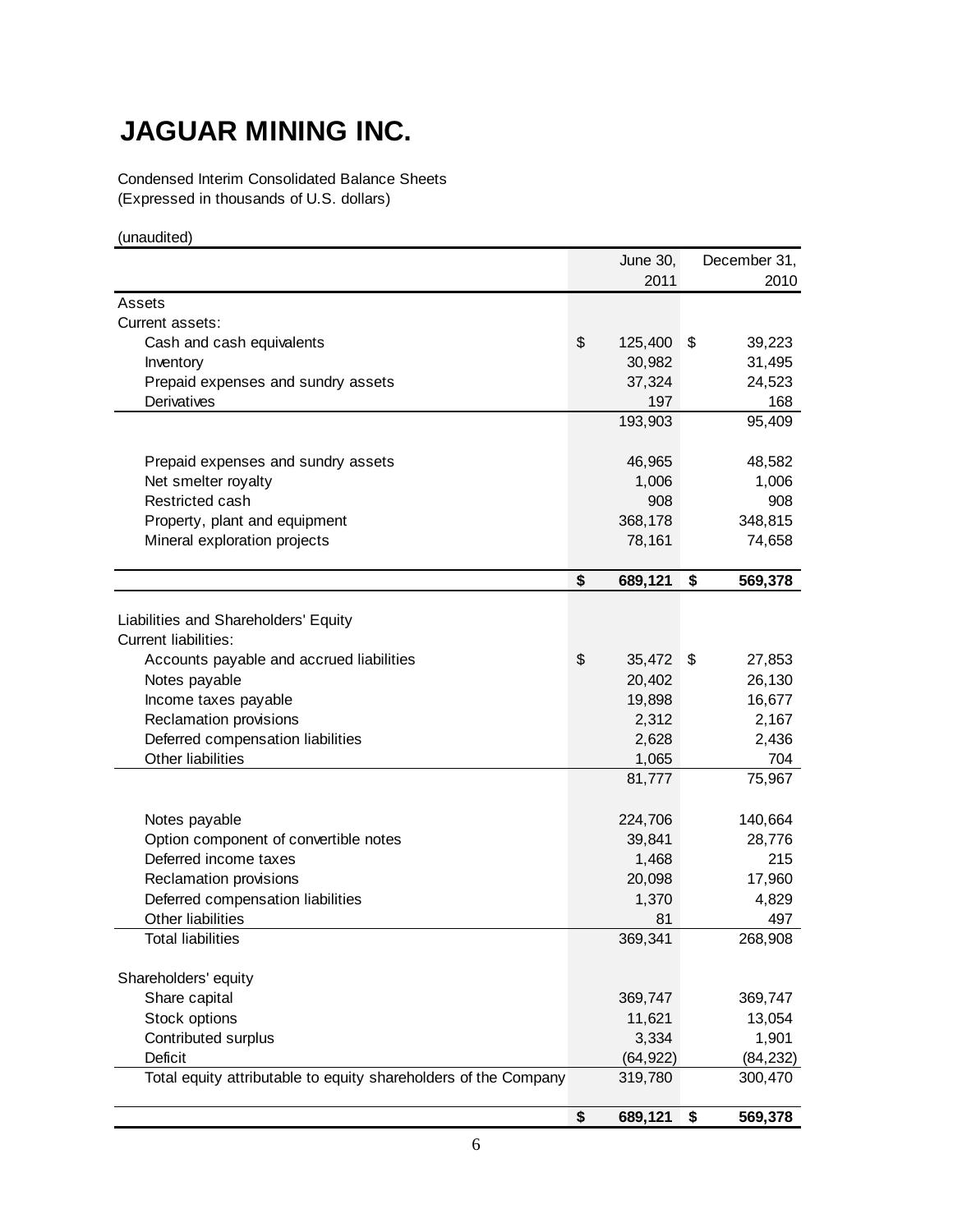# JAGUAR MINING INC.

Condensed Interim Consolidated Balance Sheets
(Expressed in thousands of U.S. dollars)

(unaudited)

| | June 30, 2011 | December 31, 2010 |
|---|---|---|
| Assets | | |
| Current assets: | | |
| Cash and cash equivalents | $ 125,400 | $ 39,223 |
| Inventory | 30,982 | 31,495 |
| Prepaid expenses and sundry assets | 37,324 | 24,523 |
| Derivatives | 197 | 168 |
| | 193,903 | 95,409 |
| Prepaid expenses and sundry assets | 46,965 | 48,582 |
| Net smelter royalty | 1,006 | 1,006 |
| Restricted cash | 908 | 908 |
| Property, plant and equipment | 368,178 | 348,815 |
| Mineral exploration projects | 78,161 | 74,658 |
| | **$ 689,121** | **$ 569,378** |
| Liabilities and Shareholders' Equity | | |
| Current liabilities: | | |
| Accounts payable and accrued liabilities | $ 35,472 | $ 27,853 |
| Notes payable | 20,402 | 26,130 |
| Income taxes payable | 19,898 | 16,677 |
| Reclamation provisions | 2,312 | 2,167 |
| Deferred compensation liabilities | 2,628 | 2,436 |
| Other liabilities | 1,065 | 704 |
| | 81,777 | 75,967 |
| Notes payable | 224,706 | 140,664 |
| Option component of convertible notes | 39,841 | 28,776 |
| Deferred income taxes | 1,468 | 215 |
| Reclamation provisions | 20,098 | 17,960 |
| Deferred compensation liabilities | 1,370 | 4,829 |
| Other liabilities | 81 | 497 |
| Total liabilities | 369,341 | 268,908 |
| Shareholders' equity | | |
| Share capital | 369,747 | 369,747 |
| Stock options | 11,621 | 13,054 |
| Contributed surplus | 3,334 | 1,901 |
| Deficit | (64,922) | (84,232) |
| Total equity attributable to equity shareholders of the Company | 319,780 | 300,470 |
| | **$ 689,121** | **$ 569,378** |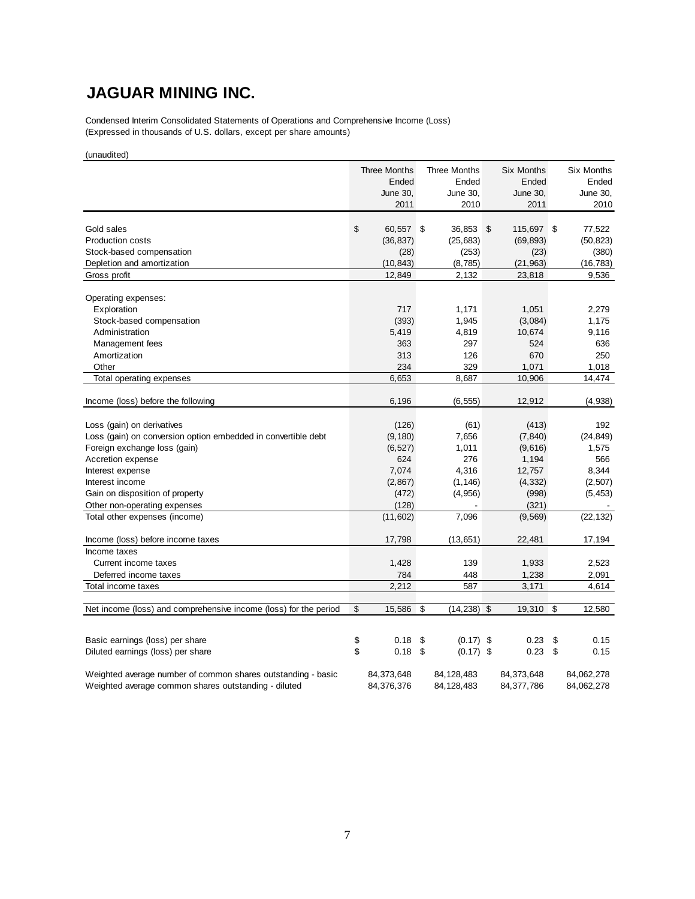# JAGUAR MINING INC.

Condensed Interim Consolidated Statements of Operations and Comprehensive Income (Loss)
(Expressed in thousands of U.S. dollars, except per share amounts)

(unaudited)

| | Three Months Ended June 30, 2011 | Three Months Ended June 30, 2010 | Six Months Ended June 30, 2011 | Six Months Ended June 30, 2010 |
|---|---|---|---|---|
| Gold sales | $ 60,557 | $ 36,853 | $ 115,697 | $ 77,522 |
| Production costs | (36,837) | (25,683) | (69,893) | (50,823) |
| Stock-based compensation | (28) | (253) | (23) | (380) |
| Depletion and amortization | (10,843) | (8,785) | (21,963) | (16,783) |
| Gross profit | 12,849 | 2,132 | 23,818 | 9,536 |
| Operating expenses: | | | | |
| Exploration | 717 | 1,171 | 1,051 | 2,279 |
| Stock-based compensation | (393) | 1,945 | (3,084) | 1,175 |
| Administration | 5,419 | 4,819 | 10,674 | 9,116 |
| Management fees | 363 | 297 | 524 | 636 |
| Amortization | 313 | 126 | 670 | 250 |
| Other | 234 | 329 | 1,071 | 1,018 |
| Total operating expenses | 6,653 | 8,687 | 10,906 | 14,474 |
| Income (loss) before the following | 6,196 | (6,555) | 12,912 | (4,938) |
| Loss (gain) on derivatives | (126) | (61) | (413) | 192 |
| Loss (gain) on conversion option embedded in convertible debt | (9,180) | 7,656 | (7,840) | (24,849) |
| Foreign exchange loss (gain) | (6,527) | 1,011 | (9,616) | 1,575 |
| Accretion expense | 624 | 276 | 1,194 | 566 |
| Interest expense | 7,074 | 4,316 | 12,757 | 8,344 |
| Interest income | (2,867) | (1,146) | (4,332) | (2,507) |
| Gain on disposition of property | (472) | (4,956) | (998) | (5,453) |
| Other non-operating expenses | (128) | - | (321) | - |
| Total other expenses (income) | (11,602) | 7,096 | (9,569) | (22,132) |
| Income (loss) before income taxes | 17,798 | (13,651) | 22,481 | 17,194 |
| Income taxes | | | | |
| Current income taxes | 1,428 | 139 | 1,933 | 2,523 |
| Deferred income taxes | 784 | 448 | 1,238 | 2,091 |
| Total income taxes | 2,212 | 587 | 3,171 | 4,614 |
| Net income (loss) and comprehensive income (loss) for the period | $ 15,586 | $ (14,238) | $ 19,310 | $ 12,580 |
| Basic earnings (loss) per share | $ 0.18 | $ (0.17) | $ 0.23 | $ 0.15 |
| Diluted earnings (loss) per share | $ 0.18 | $ (0.17) | $ 0.23 | $ 0.15 |
| Weighted average number of common shares outstanding - basic | 84,373,648 | 84,128,483 | 84,373,648 | 84,062,278 |
| Weighted average common shares outstanding - diluted | 84,376,376 | 84,128,483 | 84,377,786 | 84,062,278 |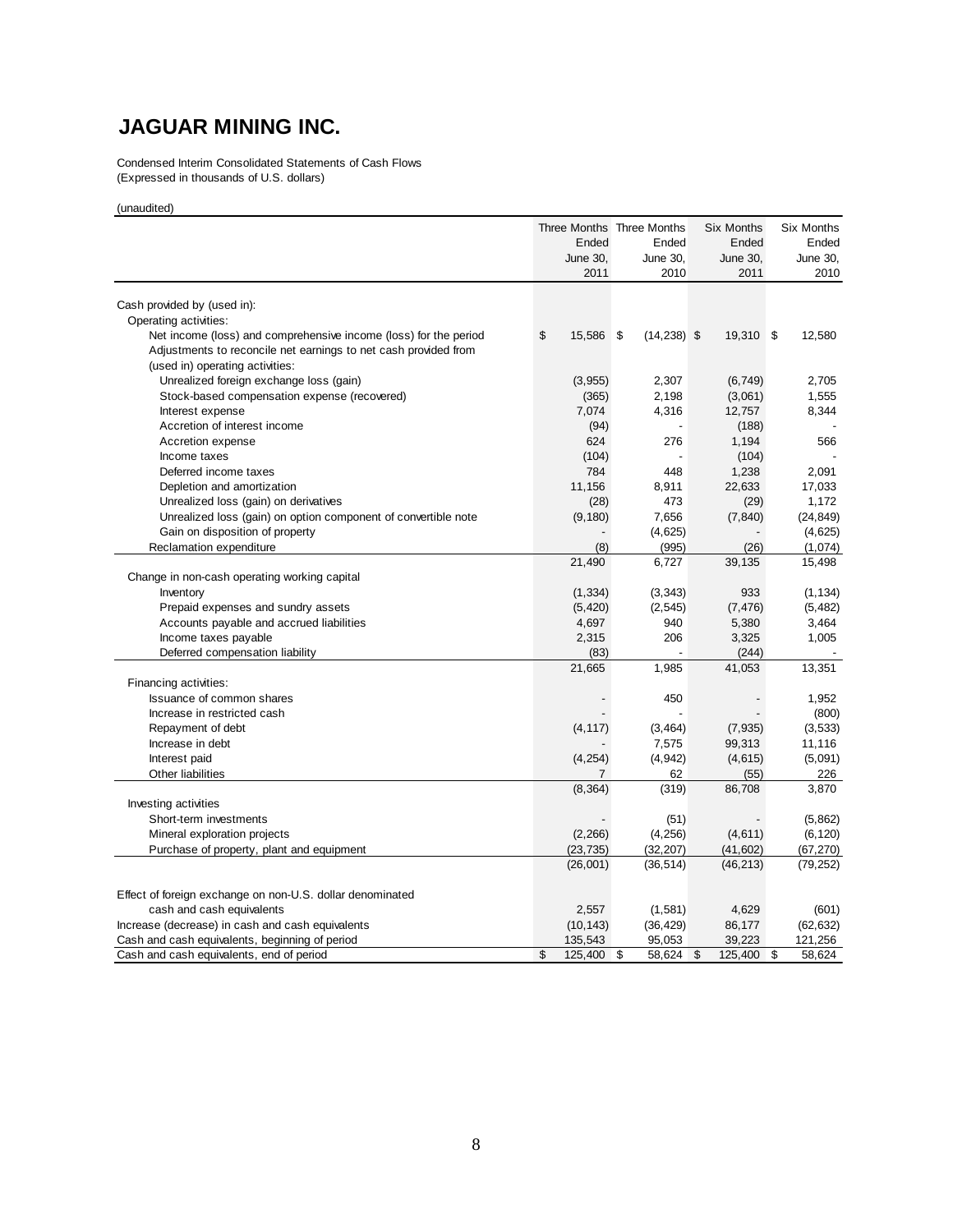# JAGUAR MINING INC.

Condensed Interim Consolidated Statements of Cash Flows
(Expressed in thousands of U.S. dollars)

(unaudited)

| | Three Months Ended June 30, 2011 | Three Months Ended June 30, 2010 | Six Months Ended June 30, 2011 | Six Months Ended June 30, 2010 |
|---|---|---|---|---|
| Cash provided by (used in): | | | | |
| Operating activities: | | | | |
| Net income (loss) and comprehensive income (loss) for the period | $ 15,586 | $ (14,238) | $ 19,310 | $ 12,580 |
| Adjustments to reconcile net earnings to net cash provided from (used in) operating activities: | | | | |
| Unrealized foreign exchange loss (gain) | (3,955) | 2,307 | (6,749) | 2,705 |
| Stock-based compensation expense (recovered) | (365) | 2,198 | (3,061) | 1,555 |
| Interest expense | 7,074 | 4,316 | 12,757 | 8,344 |
| Accretion of interest income | (94) | - | (188) | - |
| Accretion expense | 624 | 276 | 1,194 | 566 |
| Income taxes | (104) | - | (104) | - |
| Deferred income taxes | 784 | 448 | 1,238 | 2,091 |
| Depletion and amortization | 11,156 | 8,911 | 22,633 | 17,033 |
| Unrealized loss (gain) on derivatives | (28) | 473 | (29) | 1,172 |
| Unrealized loss (gain) on option component of convertible note | (9,180) | 7,656 | (7,840) | (24,849) |
| Gain on disposition of property | - | (4,625) | - | (4,625) |
| Reclamation expenditure | (8) | (995) | (26) | (1,074) |
| | 21,490 | 6,727 | 39,135 | 15,498 |
| Change in non-cash operating working capital | | | | |
| Inventory | (1,334) | (3,343) | 933 | (1,134) |
| Prepaid expenses and sundry assets | (5,420) | (2,545) | (7,476) | (5,482) |
| Accounts payable and accrued liabilities | 4,697 | 940 | 5,380 | 3,464 |
| Income taxes payable | 2,315 | 206 | 3,325 | 1,005 |
| Deferred compensation liability | (83) | - | (244) | - |
| | 21,665 | 1,985 | 41,053 | 13,351 |
| Financing activities: | | | | |
| Issuance of common shares | - | 450 | - | 1,952 |
| Increase in restricted cash | - | - | - | (800) |
| Repayment of debt | (4,117) | (3,464) | (7,935) | (3,533) |
| Increase in debt | - | 7,575 | 99,313 | 11,116 |
| Interest paid | (4,254) | (4,942) | (4,615) | (5,091) |
| Other liabilities | 7 | 62 | (55) | 226 |
| | (8,364) | (319) | 86,708 | 3,870 |
| Investing activities | | | | |
| Short-term investments | - | (51) | - | (5,862) |
| Mineral exploration projects | (2,266) | (4,256) | (4,611) | (6,120) |
| Purchase of property, plant and equipment | (23,735) | (32,207) | (41,602) | (67,270) |
| | (26,001) | (36,514) | (46,213) | (79,252) |
| Effect of foreign exchange on non-U.S. dollar denominated cash and cash equivalents | 2,557 | (1,581) | 4,629 | (601) |
| Increase (decrease) in cash and cash equivalents | (10,143) | (36,429) | 86,177 | (62,632) |
| Cash and cash equivalents, beginning of period | 135,543 | 95,053 | 39,223 | 121,256 |
| Cash and cash equivalents, end of period | $ 125,400 | $ 58,624 | $ 125,400 | $ 58,624 |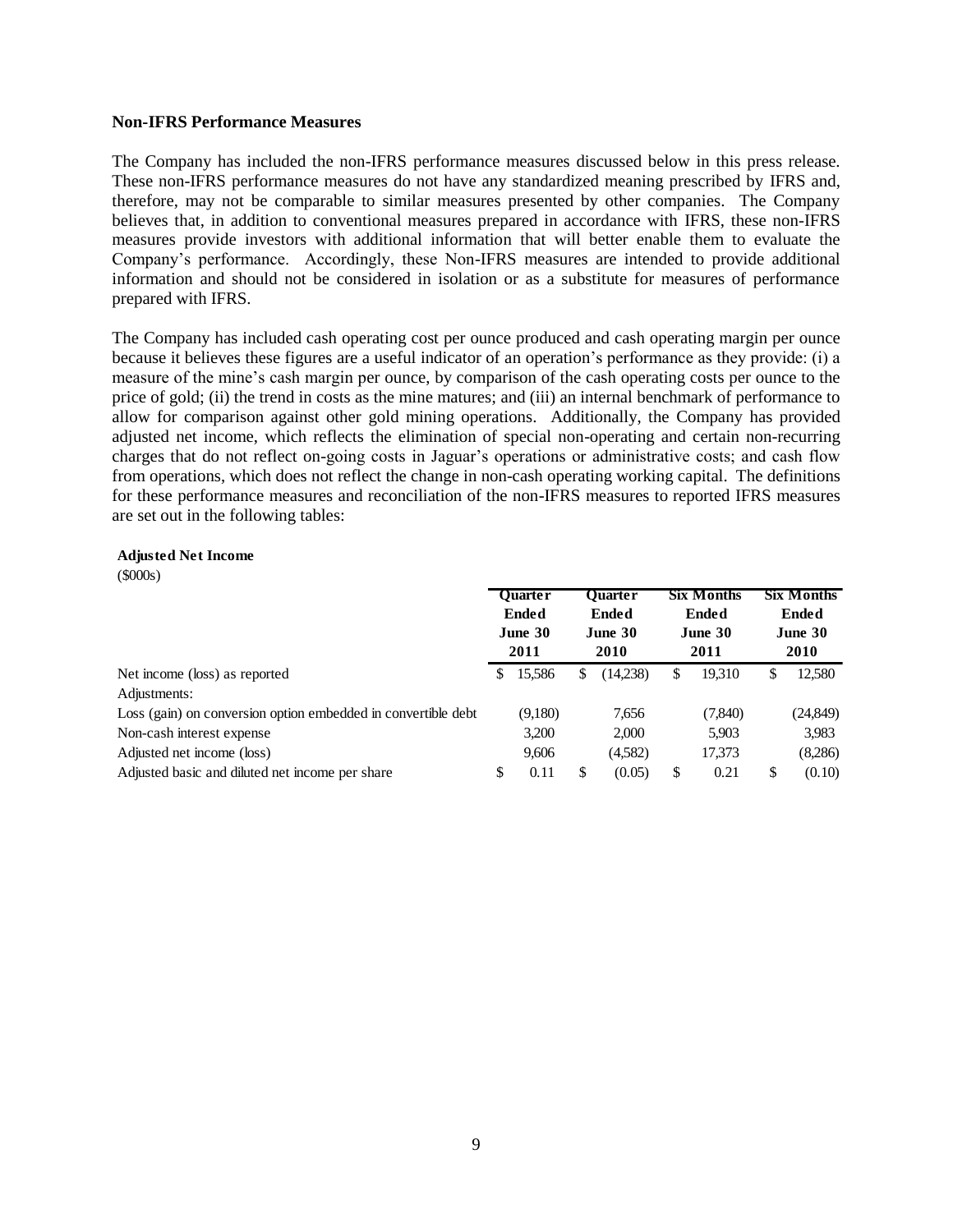**Non-IFRS Performance Measures**

The Company has included the non-IFRS performance measures discussed below in this press release. These non-IFRS performance measures do not have any standardized meaning prescribed by IFRS and, therefore, may not be comparable to similar measures presented by other companies. The Company believes that, in addition to conventional measures prepared in accordance with IFRS, these non-IFRS measures provide investors with additional information that will better enable them to evaluate the Company's performance. Accordingly, these Non-IFRS measures are intended to provide additional information and should not be considered in isolation or as a substitute for measures of performance prepared with IFRS.

The Company has included cash operating cost per ounce produced and cash operating margin per ounce because it believes these figures are a useful indicator of an operation's performance as they provide: (i) a measure of the mine's cash margin per ounce, by comparison of the cash operating costs per ounce to the price of gold; (ii) the trend in costs as the mine matures; and (iii) an internal benchmark of performance to allow for comparison against other gold mining operations. Additionally, the Company has provided adjusted net income, which reflects the elimination of special non-operating and certain non-recurring charges that do not reflect on-going costs in Jaguar's operations or administrative costs; and cash flow from operations, which does not reflect the change in non-cash operating working capital. The definitions for these performance measures and reconciliation of the non-IFRS measures to reported IFRS measures are set out in the following tables:

**Adjusted Net Income**
($000s)

| | Quarter Ended June 30 2011 | Quarter Ended June 30 2010 | Six Months Ended June 30 2011 | Six Months Ended June 30 2010 |
|---|---|---|---|---|
| Net income (loss) as reported | $ 15,586 | $ (14,238) | $ 19,310 | $ 12,580 |
| Adjustments: | | | | |
| Loss (gain) on conversion option embedded in convertible debt | (9,180) | 7,656 | (7,840) | (24,849) |
| Non-cash interest expense | 3,200 | 2,000 | 5,903 | 3,983 |
| Adjusted net income (loss) | 9,606 | (4,582) | 17,373 | (8,286) |
| Adjusted basic and diluted net income per share | $ 0.11 | $ (0.05) | $ 0.21 | $ (0.10) |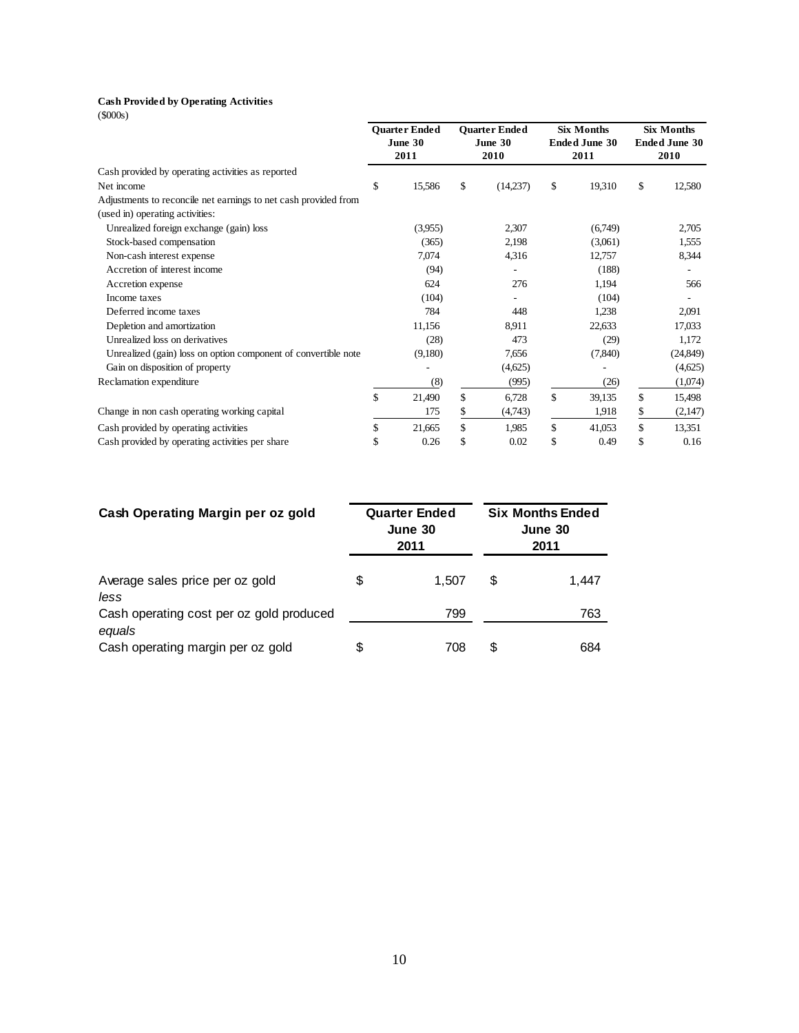**Cash Provided by Operating Activities**
($000s)

| | Quarter Ended June 30 2011 | Quarter Ended June 30 2010 | Six Months Ended June 30 2011 | Six Months Ended June 30 2010 |
|---|---|---|---|---|
| Cash provided by operating activities as reported | | | | |
| Net income | $ 15,586 | $ (14,237) | $ 19,310 | $ 12,580 |
| Adjustments to reconcile net earnings to net cash provided from (used in) operating activities: | | | | |
| Unrealized foreign exchange (gain) loss | (3,955) | 2,307 | (6,749) | 2,705 |
| Stock-based compensation | (365) | 2,198 | (3,061) | 1,555 |
| Non-cash interest expense | 7,074 | 4,316 | 12,757 | 8,344 |
| Accretion of interest income | (94) | - | (188) | - |
| Accretion expense | 624 | 276 | 1,194 | 566 |
| Income taxes | (104) | - | (104) | - |
| Deferred income taxes | 784 | 448 | 1,238 | 2,091 |
| Depletion and amortization | 11,156 | 8,911 | 22,633 | 17,033 |
| Unrealized loss on derivatives | (28) | 473 | (29) | 1,172 |
| Unrealized (gain) loss on option component of convertible note | (9,180) | 7,656 | (7,840) | (24,849) |
| Gain on disposition of property | - | (4,625) | - | (4,625) |
| Reclamation expenditure | (8) | (995) | (26) | (1,074) |
| | $ 21,490 | $ 6,728 | $ 39,135 | $ 15,498 |
| Change in non cash operating working capital | 175 | $ (4,743) | 1,918 | $ (2,147) |
| Cash provided by operating activities | $ 21,665 | $ 1,985 | $ 41,053 | $ 13,351 |
| Cash provided by operating activities per share | $ 0.26 | $ 0.02 | $ 0.49 | $ 0.16 |

| **Cash Operating Margin per oz gold** | **Quarter Ended June 30 2011** | **Six Months Ended June 30 2011** |
|---|---|---|
| Average sales price per oz gold | $ 1,507 | $ 1,447 |
| *less* | | |
| Cash operating cost per oz gold produced | 799 | 763 |
| *equals* | | |
| Cash operating margin per oz gold | $ 708 | $ 684 |